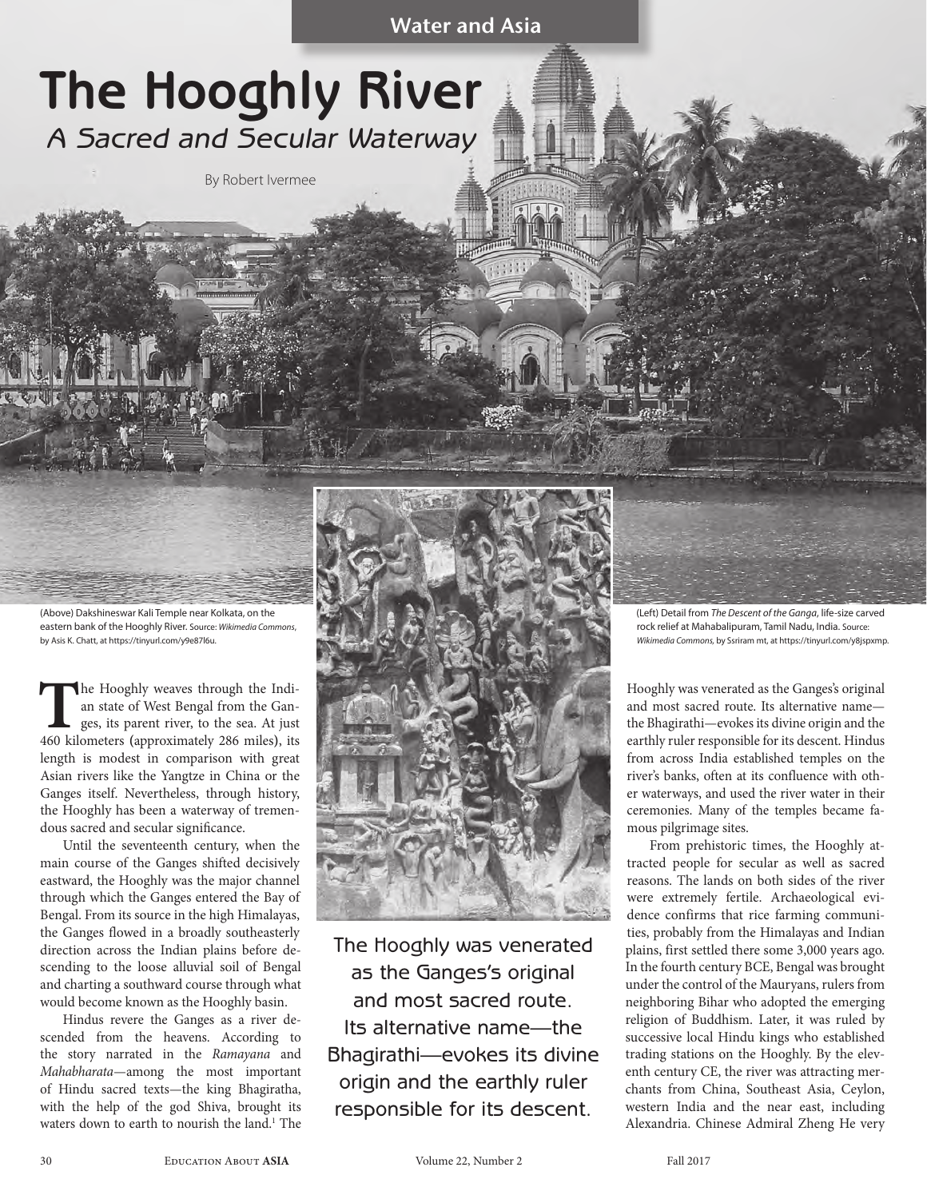# The Hooghly River

## *A Sacred and Secular Waterway*

By Robert Ivermee

(Above) Dakshineswar Kali Temple near Kolkata, on the eastern bank of the Hooghly River. Source: *Wikimedia Commons*, by Asis K. Chatt, at https://tinyurl.com/y9e87l6u.

(Left) Detail from *The Descent of the Ganga*, life-size carved rock relief at Mahabalipuram, Tamil Nadu, India. Source: *Wikimedia Commons*, by Ssriram mt, at https://tinyurl.com/y8jspxmp.

The Hooghly weaves through the Indian state of West Bengal from the Ganges, its parent river, to the sea. At just 460 kilometers (approximately 286 miles), its length is modest in comparison with great Asian rivers like the Yangtze in China or the Ganges itself. Nevertheless, through history, the Hooghly has been a waterway of tremendous sacred and secular significance.

Until the seventeenth century, when the main course of the Ganges shifted decisively eastward, the Hooghly was the major channel through which the Ganges entered the Bay of Bengal. From its source in the high Himalayas, the Ganges flowed in a broadly southeasterly direction across the Indian plains before descending to the loose alluvial soil of Bengal and charting a southward course through what would become known as the Hooghly basin.

Hindus revere the Ganges as a river descended from the heavens. According to the story narrated in the *Ramayana* and *Mahabharata*—among the most important of Hindu sacred texts—the king Bhagiratha, with the help of the god Shiva, brought its waters down to earth to nourish the land.[1] The Hooghly was venerated as the Ganges's original and most sacred route. Its alternative name—the Bhagirathi—evokes its divine origin and the earthly ruler responsible for its descent. Hindus from across India established temples on the river's banks, often at its confluence with other waterways, and used the river water in their ceremonies. Many of the temples became famous pilgrimage sites.

> The Hooghly was venerated as the Ganges's original and most sacred route. Its alternative name—the Bhagirathi—evokes its divine origin and the earthly ruler responsible for its descent.

From prehistoric times, the Hooghly attracted people for secular as well as sacred reasons. The lands on both sides of the river were extremely fertile. Archaeological evidence confirms that rice farming communities, probably from the Himalayas and Indian plains, first settled there some 3,000 years ago. In the fourth century BCE, Bengal was brought under the control of the Mauryans, rulers from neighboring Bihar who adopted the emerging religion of Buddhism. Later, it was ruled by successive local Hindu kings who established trading stations on the Hooghly. By the eleventh century CE, the river was attracting merchants from China, Southeast Asia, Ceylon, western India and the near east, including Alexandria. Chinese Admiral Zheng He very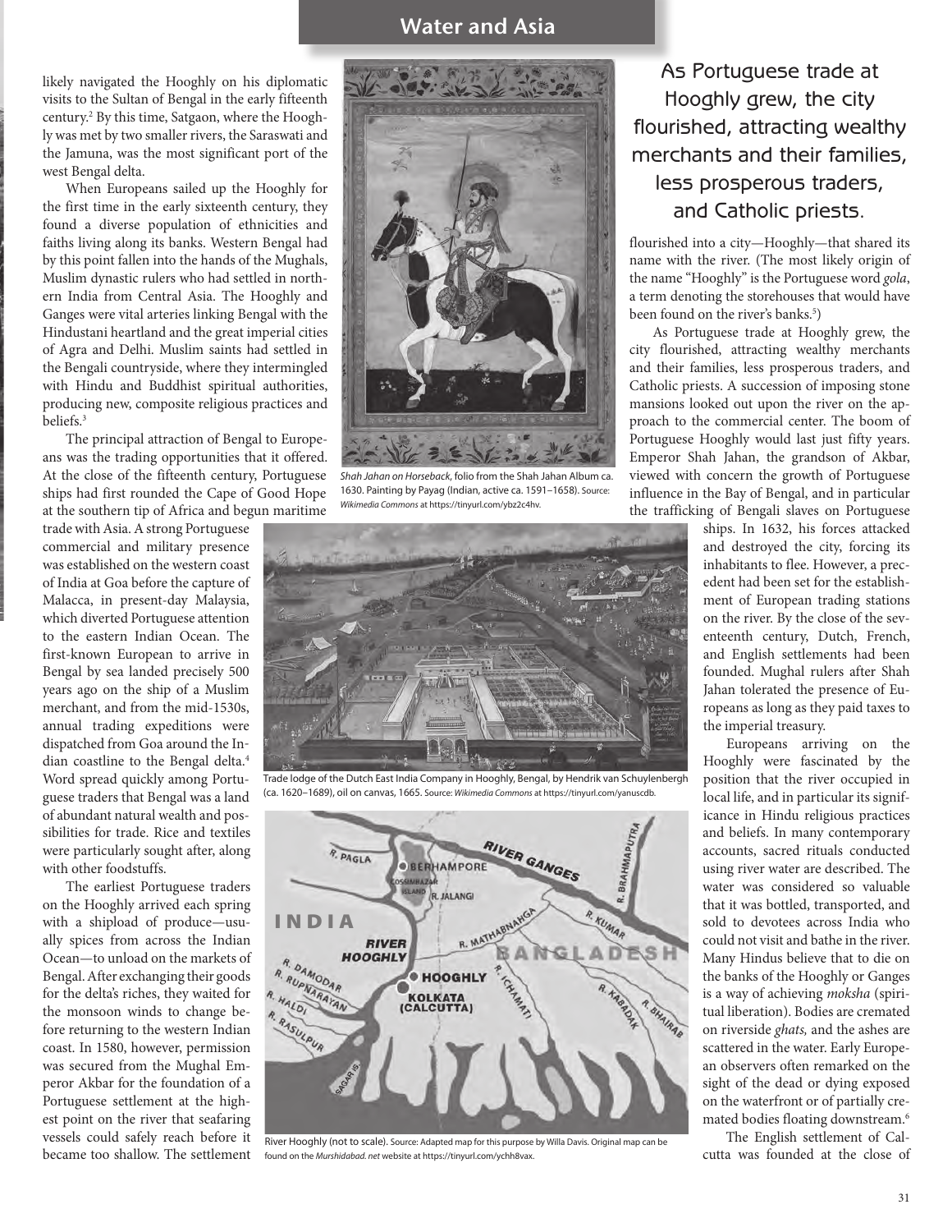likely navigated the Hooghly on his diplomatic visits to the Sultan of Bengal in the early fifteenth century.[2] By this time, Satgaon, where the Hooghly was met by two smaller rivers, the Saraswati and the Jamuna, was the most significant port of the west Bengal delta.

When Europeans sailed up the Hooghly for the first time in the early sixteenth century, they found a diverse population of ethnicities and faiths living along its banks. Western Bengal had by this point fallen into the hands of the Mughals, Muslim dynastic rulers who had settled in northern India from Central Asia. The Hooghly and Ganges were vital arteries linking Bengal with the Hindustani heartland and the great imperial cities of Agra and Delhi. Muslim saints had settled in the Bengali countryside, where they intermingled with Hindu and Buddhist spiritual authorities, producing new, composite religious practices and beliefs.[3]

The principal attraction of Bengal to Europeans was the trading opportunities that it offered. At the close of the fifteenth century, Portuguese ships had first rounded the Cape of Good Hope at the southern tip of Africa and begun maritime trade with Asia. A strong Portuguese commercial and military presence was established on the western coast of India at Goa before the capture of Malacca, in present-day Malaysia, which diverted Portuguese attention to the eastern Indian Ocean. The first-known European to arrive in Bengal by sea landed precisely 500 years ago on the ship of a Muslim merchant, and from the mid-1530s, annual trading expeditions were dispatched from Goa around the Indian coastline to the Bengal delta.[4] Word spread quickly among Portuguese traders that Bengal was a land of abundant natural wealth and possibilities for trade. Rice and textiles were particularly sought after, along with other foodstuffs.

The earliest Portuguese traders on the Hooghly arrived each spring with a shipload of produce—usually spices from across the Indian Ocean—to unload on the markets of Bengal. After exchanging their goods for the delta's riches, they waited for the monsoon winds to change before returning to the western Indian coast. In 1580, however, permission was secured from the Mughal Emperor Akbar for the foundation of a Portuguese settlement at the highest point on the river that seafaring vessels could safely reach before it became too shallow. The settlement flourished into a city—Hooghly—that shared its name with the river. (The most likely origin of the name "Hooghly" is the Portuguese word *gola*, a term denoting the storehouses that would have been found on the river's banks.[5])

*Shah Jahan on Horseback*, folio from the Shah Jahan Album ca. 1630. Painting by Payag (Indian, active ca. 1591–1658). Source: *Wikimedia Commons* at https://tinyurl.com/ybz2c4hv.

Trade lodge of the Dutch East India Company in Hooghly, Bengal, by Hendrik van Schuylenbergh (ca. 1620–1689), oil on canvas, 1665. Source: *Wikimedia Commons* at https://tinyurl.com/yanuscdb.

River Hooghly (not to scale). Source: Adapted map for this purpose by Willa Davis. Original map can be found on the *Murshidabad. net* website at https://tinyurl.com/ychh8vax.

> As Portuguese trade at Hooghly grew, the city flourished, attracting wealthy merchants and their families, less prosperous traders, and Catholic priests.

As Portuguese trade at Hooghly grew, the city flourished, attracting wealthy merchants and their families, less prosperous traders, and Catholic priests. A succession of imposing stone mansions looked out upon the river on the approach to the commercial center. The boom of Portuguese Hooghly would last just fifty years. Emperor Shah Jahan, the grandson of Akbar, viewed with concern the growth of Portuguese influence in the Bay of Bengal, and in particular the trafficking of Bengali slaves on Portuguese ships. In 1632, his forces attacked and destroyed the city, forcing its inhabitants to flee. However, a precedent had been set for the establishment of European trading stations on the river. By the close of the seventeenth century, Dutch, French, and English settlements had been founded. Mughal rulers after Shah Jahan tolerated the presence of Europeans as long as they paid taxes to the imperial treasury.

Europeans arriving on the Hooghly were fascinated by the position that the river occupied in local life, and in particular its significance in Hindu religious practices and beliefs. In many contemporary accounts, sacred rituals conducted using river water are described. The water was considered so valuable that it was bottled, transported, and sold to devotees across India who could not visit and bathe in the river. Many Hindus believe that to die on the banks of the Hooghly or Ganges is a way of achieving *moksha* (spiritual liberation). Bodies are cremated on riverside *ghats,* and the ashes are scattered in the water. Early European observers often remarked on the sight of the dead or dying exposed on the waterfront or of partially cremated bodies floating downstream.[6]

The English settlement of Calcutta was founded at the close of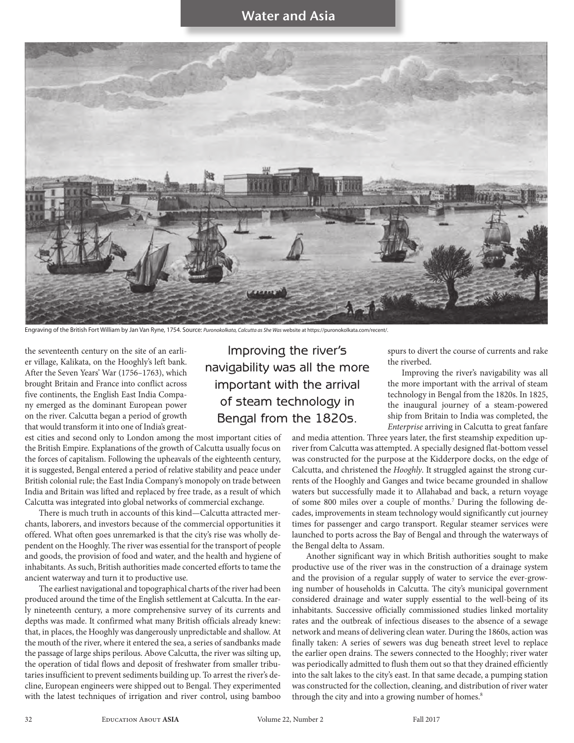Engraving of the British Fort William by Jan Van Ryne, 1754. Source: *Puronokolkata, Calcutta as She Was* website at https://puronokolkata.com/recent/.

the seventeenth century on the site of an earlier village, Kalikata, on the Hooghly's left bank. After the Seven Years' War (1756–1763), which brought Britain and France into conflict across five continents, the English East India Company emerged as the dominant European power on the river. Calcutta began a period of growth that would transform it into one of India's greatest cities and second only to London among the most important cities of the British Empire. Explanations of the growth of Calcutta usually focus on the forces of capitalism. Following the upheavals of the eighteenth century, it is suggested, Bengal entered a period of relative stability and peace under British colonial rule; the East India Company's monopoly on trade between India and Britain was lifted and replaced by free trade, as a result of which Calcutta was integrated into global networks of commercial exchange.

There is much truth in accounts of this kind—Calcutta attracted merchants, laborers, and investors because of the commercial opportunities it offered. What often goes unremarked is that the city's rise was wholly dependent on the Hooghly. The river was essential for the transport of people and goods, the provision of food and water, and the health and hygiene of inhabitants. As such, British authorities made concerted efforts to tame the ancient waterway and turn it to productive use.

The earliest navigational and topographical charts of the river had been produced around the time of the English settlement at Calcutta. In the early nineteenth century, a more comprehensive survey of its currents and depths was made. It confirmed what many British officials already knew: that, in places, the Hooghly was dangerously unpredictable and shallow. At the mouth of the river, where it entered the sea, a series of sandbanks made the passage of large ships perilous. Above Calcutta, the river was silting up, the operation of tidal flows and deposit of freshwater from smaller tributaries insufficient to prevent sediments building up. To arrest the river's decline, European engineers were shipped out to Bengal. They experimented with the latest techniques of irrigation and river control, using bamboo spurs to divert the course of currents and rake the riverbed.

> Improving the river's navigability was all the more important with the arrival of steam technology in Bengal from the 1820s.

Improving the river's navigability was all the more important with the arrival of steam technology in Bengal from the 1820s. In 1825, the inaugural journey of a steam-powered ship from Britain to India was completed, the *Enterprise* arriving in Calcutta to great fanfare and media attention. Three years later, the first steamship expedition upriver from Calcutta was attempted. A specially designed flat-bottom vessel was constructed for the purpose at the Kidderpore docks, on the edge of Calcutta, and christened the *Hooghly*. It struggled against the strong currents of the Hooghly and Ganges and twice became grounded in shallow waters but successfully made it to Allahabad and back, a return voyage of some 800 miles over a couple of months.[7] During the following decades, improvements in steam technology would significantly cut journey times for passenger and cargo transport. Regular steamer services were launched to ports across the Bay of Bengal and through the waterways of the Bengal delta to Assam.

Another significant way in which British authorities sought to make productive use of the river was in the construction of a drainage system and the provision of a regular supply of water to service the ever-growing number of households in Calcutta. The city's municipal government considered drainage and water supply essential to the well-being of its inhabitants. Successive officially commissioned studies linked mortality rates and the outbreak of infectious diseases to the absence of a sewage network and means of delivering clean water. During the 1860s, action was finally taken: A series of sewers was dug beneath street level to replace the earlier open drains. The sewers connected to the Hooghly; river water was periodically admitted to flush them out so that they drained efficiently into the salt lakes to the city's east. In that same decade, a pumping station was constructed for the collection, cleaning, and distribution of river water through the city and into a growing number of homes.[8]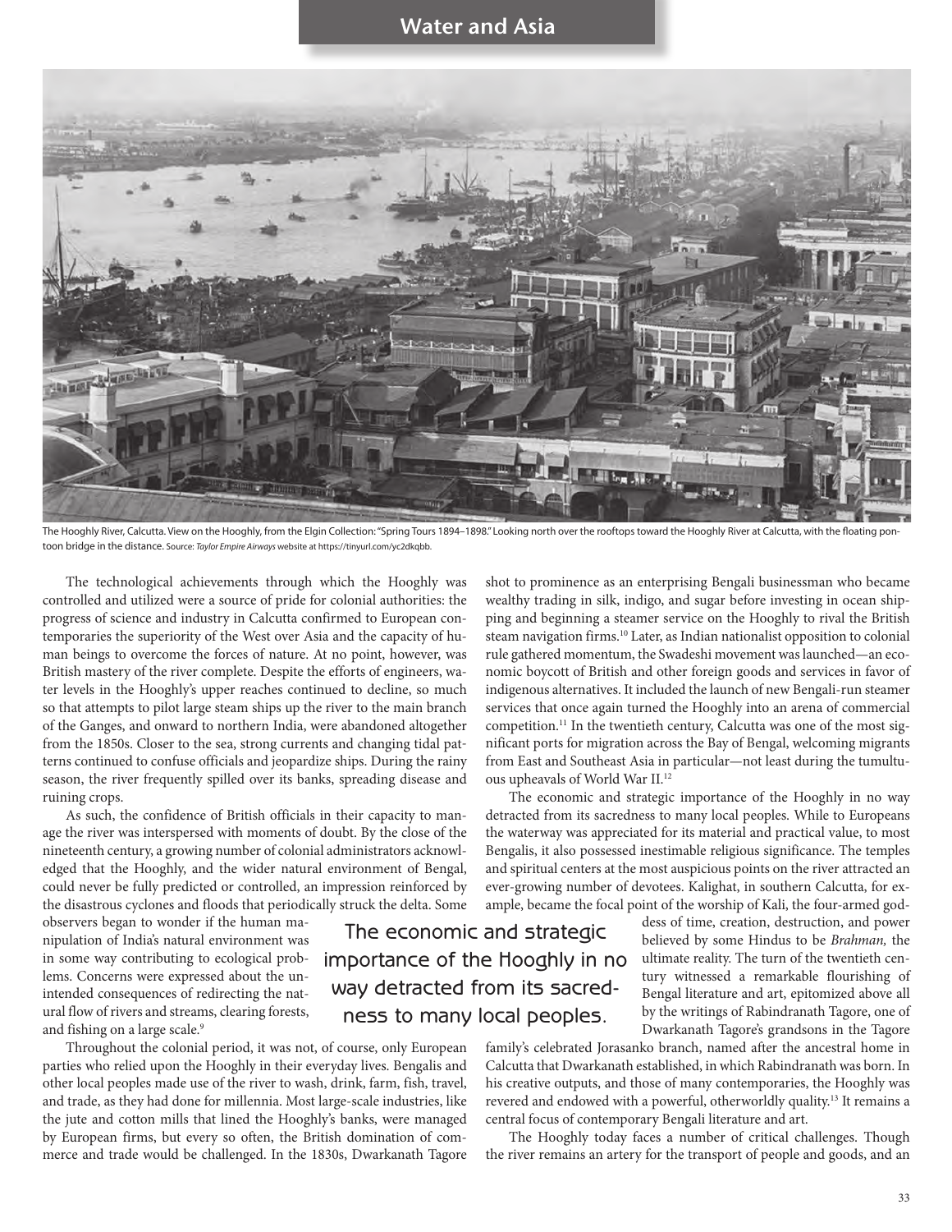The Hooghly River, Calcutta. View on the Hooghly, from the Elgin Collection: "Spring Tours 1894–1898." Looking north over the rooftops toward the Hooghly River at Calcutta, with the floating pontoon bridge in the distance. Source: *Taylor Empire Airways* website at https://tinyurl.com/yc2dkqbb.

The technological achievements through which the Hooghly was controlled and utilized were a source of pride for colonial authorities: the progress of science and industry in Calcutta confirmed to European contemporaries the superiority of the West over Asia and the capacity of human beings to overcome the forces of nature. At no point, however, was British mastery of the river complete. Despite the efforts of engineers, water levels in the Hooghly's upper reaches continued to decline, so much so that attempts to pilot large steam ships up the river to the main branch of the Ganges, and onward to northern India, were abandoned altogether from the 1850s. Closer to the sea, strong currents and changing tidal patterns continued to confuse officials and jeopardize ships. During the rainy season, the river frequently spilled over its banks, spreading disease and ruining crops.

As such, the confidence of British officials in their capacity to manage the river was interspersed with moments of doubt. By the close of the nineteenth century, a growing number of colonial administrators acknowledged that the Hooghly, and the wider natural environment of Bengal, could never be fully predicted or controlled, an impression reinforced by the disastrous cyclones and floods that periodically struck the delta. Some observers began to wonder if the human manipulation of India's natural environment was in some way contributing to ecological problems. Concerns were expressed about the unintended consequences of redirecting the natural flow of rivers and streams, clearing forests, and fishing on a large scale.[9]

Throughout the colonial period, it was not, of course, only European parties who relied upon the Hooghly in their everyday lives. Bengalis and other local peoples made use of the river to wash, drink, farm, fish, travel, and trade, as they had done for millennia. Most large-scale industries, like the jute and cotton mills that lined the Hooghly's banks, were managed by European firms, but every so often, the British domination of commerce and trade would be challenged. In the 1830s, Dwarkanath Tagore shot to prominence as an enterprising Bengali businessman who became wealthy trading in silk, indigo, and sugar before investing in ocean shipping and beginning a steamer service on the Hooghly to rival the British steam navigation firms.[10] Later, as Indian nationalist opposition to colonial rule gathered momentum, the Swadeshi movement was launched—an economic boycott of British and other foreign goods and services in favor of indigenous alternatives. It included the launch of new Bengali-run steamer services that once again turned the Hooghly into an arena of commercial competition.[11] In the twentieth century, Calcutta was one of the most significant ports for migration across the Bay of Bengal, welcoming migrants from East and Southeast Asia in particular—not least during the tumultuous upheavals of World War II.[12]

> The economic and strategic importance of the Hooghly in no way detracted from its sacredness to many local peoples.

The economic and strategic importance of the Hooghly in no way detracted from its sacredness to many local peoples. While to Europeans the waterway was appreciated for its material and practical value, to most Bengalis, it also possessed inestimable religious significance. The temples and spiritual centers at the most auspicious points on the river attracted an ever-growing number of devotees. Kalighat, in southern Calcutta, for example, became the focal point of the worship of Kali, the four-armed goddess of time, creation, destruction, and power believed by some Hindus to be *Brahman,* the ultimate reality. The turn of the twentieth century witnessed a remarkable flourishing of Bengal literature and art, epitomized above all by the writings of Rabindranath Tagore, one of Dwarkanath Tagore's grandsons in the Tagore family's celebrated Jorasanko branch, named after the ancestral home in Calcutta that Dwarkanath established, in which Rabindranath was born. In his creative outputs, and those of many contemporaries, the Hooghly was revered and endowed with a powerful, otherworldly quality.[13] It remains a central focus of contemporary Bengali literature and art.

The Hooghly today faces a number of critical challenges. Though the river remains an artery for the transport of people and goods, and an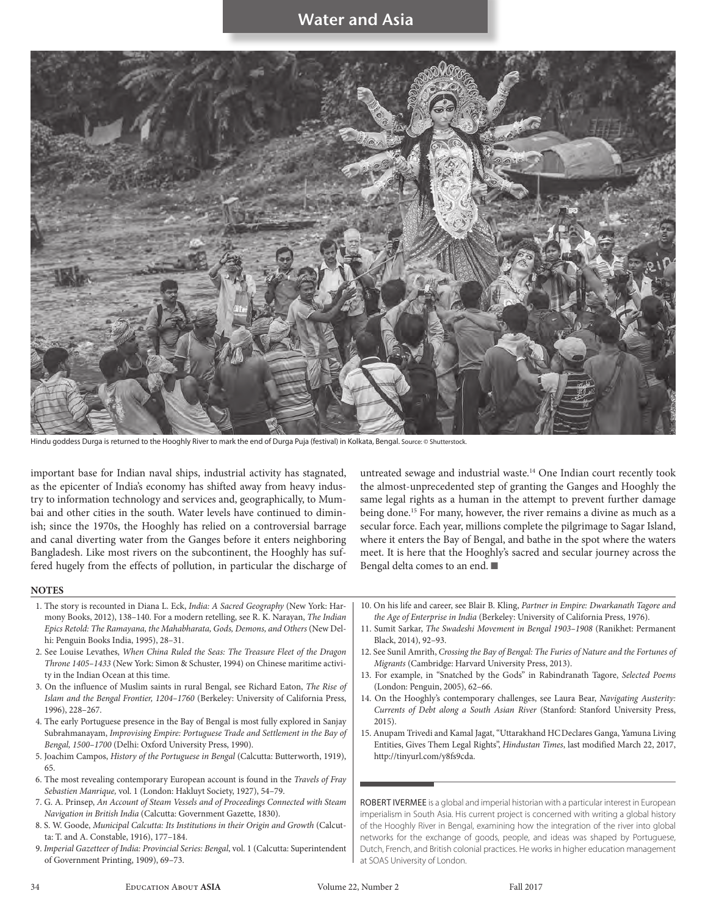Hindu goddess Durga is returned to the Hooghly River to mark the end of Durga Puja (festival) in Kolkata, Bengal. Source: © Shutterstock.

important base for Indian naval ships, industrial activity has stagnated, as the epicenter of India's economy has shifted away from heavy industry to information technology and services and, geographically, to Mumbai and other cities in the south. Water levels have continued to diminish; since the 1970s, the Hooghly has relied on a controversial barrage and canal diverting water from the Ganges before it enters neighboring Bangladesh. Like most rivers on the subcontinent, the Hooghly has suffered hugely from the effects of pollution, in particular the discharge of untreated sewage and industrial waste.[14] One Indian court recently took the almost-unprecedented step of granting the Ganges and Hooghly the same legal rights as a human in the attempt to prevent further damage being done.[15] For many, however, the river remains a divine as much as a secular force. Each year, millions complete the pilgrimage to Sagar Island, where it enters the Bay of Bengal, and bathe in the spot where the waters meet. It is here that the Hooghly's sacred and secular journey across the Bengal delta comes to an end. ■

## NOTES

1. The story is recounted in Diana L. Eck, *India: A Sacred Geography* (New York: Harmony Books, 2012), 138–140. For a modern retelling, see R. K. Narayan, *The Indian Epics Retold: The Ramayana, the Mahabharata, Gods, Demons, and Others* (New Delhi: Penguin Books India, 1995), 28–31.
2. See Louise Levathes, *When China Ruled the Seas: The Treasure Fleet of the Dragon Throne 1405–1433* (New York: Simon & Schuster, 1994) on Chinese maritime activity in the Indian Ocean at this time.
3. On the influence of Muslim saints in rural Bengal, see Richard Eaton, *The Rise of Islam and the Bengal Frontier, 1204–1760* (Berkeley: University of California Press, 1996), 228–267.
4. The early Portuguese presence in the Bay of Bengal is most fully explored in Sanjay Subrahmanyam, *Improvising Empire: Portuguese Trade and Settlement in the Bay of Bengal, 1500–1700* (Delhi: Oxford University Press, 1990).
5. Joachim Campos, *History of the Portuguese in Bengal* (Calcutta: Butterworth, 1919), 65.
6. The most revealing contemporary European account is found in the *Travels of Fray Sebastien Manrique*, vol. 1 (London: Hakluyt Society, 1927), 54–79.
7. G. A. Prinsep, *An Account of Steam Vessels and of Proceedings Connected with Steam Navigation in British India* (Calcutta: Government Gazette, 1830).
8. S. W. Goode, *Municipal Calcutta: Its Institutions in their Origin and Growth* (Calcutta: T. and A. Constable, 1916), 177–184.
9. *Imperial Gazetteer of India: Provincial Series: Bengal*, vol. 1 (Calcutta: Superintendent of Government Printing, 1909), 69–73.
10. On his life and career, see Blair B. Kling, *Partner in Empire: Dwarkanath Tagore and the Age of Enterprise in India* (Berkeley: University of California Press, 1976).
11. Sumit Sarkar, *The Swadeshi Movement in Bengal 1903–1908* (Ranikhet: Permanent Black, 2014), 92–93.
12. See Sunil Amrith, *Crossing the Bay of Bengal: The Furies of Nature and the Fortunes of Migrants* (Cambridge: Harvard University Press, 2013).
13. For example, in "Snatched by the Gods" in Rabindranath Tagore, *Selected Poems* (London: Penguin, 2005), 62–66.
14. On the Hooghly's contemporary challenges, see Laura Bear, *Navigating Austerity: Currents of Debt along a South Asian River* (Stanford: Stanford University Press, 2015).
15. Anupam Trivedi and Kamal Jagat, "Uttarakhand HC Declares Ganga, Yamuna Living Entities, Gives Them Legal Rights", *Hindustan Times*, last modified March 22, 2017, http://tinyurl.com/y8fs9cda.

ROBERT IVERMEE is a global and imperial historian with a particular interest in European imperialism in South Asia. His current project is concerned with writing a global history of the Hooghly River in Bengal, examining how the integration of the river into global networks for the exchange of goods, people, and ideas was shaped by Portuguese, Dutch, French, and British colonial practices. He works in higher education management at SOAS University of London.